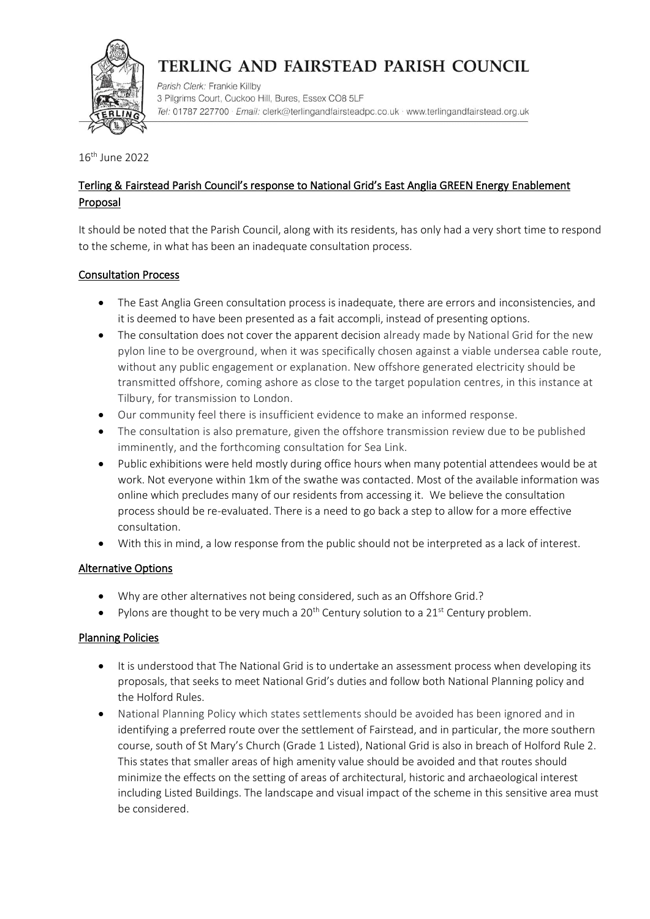# TERLING AND FAIRSTEAD PARISH COUNCIL

*Parish Clerk:* Frankie Killby
3 Pilgrims Court, Cuckoo Hill, Bures, Essex CO8 5LF
*Tel:* 01787 227700 · *Email:* clerk@terlingandfairsteadpc.co.uk · www.terlingandfairstead.org.uk

16th June 2022

## Terling & Fairstead Parish Council's response to National Grid's East Anglia GREEN Energy Enablement Proposal

It should be noted that the Parish Council, along with its residents, has only had a very short time to respond to the scheme, in what has been an inadequate consultation process.

### Consultation Process

- The East Anglia Green consultation process is inadequate, there are errors and inconsistencies, and it is deemed to have been presented as a fait accompli, instead of presenting options.
- The consultation does not cover the apparent decision already made by National Grid for the new pylon line to be overground, when it was specifically chosen against a viable undersea cable route, without any public engagement or explanation. New offshore generated electricity should be transmitted offshore, coming ashore as close to the target population centres, in this instance at Tilbury, for transmission to London.
- Our community feel there is insufficient evidence to make an informed response.
- The consultation is also premature, given the offshore transmission review due to be published imminently, and the forthcoming consultation for Sea Link.
- Public exhibitions were held mostly during office hours when many potential attendees would be at work. Not everyone within 1km of the swathe was contacted. Most of the available information was online which precludes many of our residents from accessing it. We believe the consultation process should be re-evaluated. There is a need to go back a step to allow for a more effective consultation.
- With this in mind, a low response from the public should not be interpreted as a lack of interest.

### Alternative Options

- Why are other alternatives not being considered, such as an Offshore Grid.?
- Pylons are thought to be very much a 20th Century solution to a 21st Century problem.

### Planning Policies

- It is understood that The National Grid is to undertake an assessment process when developing its proposals, that seeks to meet National Grid's duties and follow both National Planning policy and the Holford Rules.
- National Planning Policy which states settlements should be avoided has been ignored and in identifying a preferred route over the settlement of Fairstead, and in particular, the more southern course, south of St Mary's Church (Grade 1 Listed), National Grid is also in breach of Holford Rule 2. This states that smaller areas of high amenity value should be avoided and that routes should minimize the effects on the setting of areas of architectural, historic and archaeological interest including Listed Buildings. The landscape and visual impact of the scheme in this sensitive area must be considered.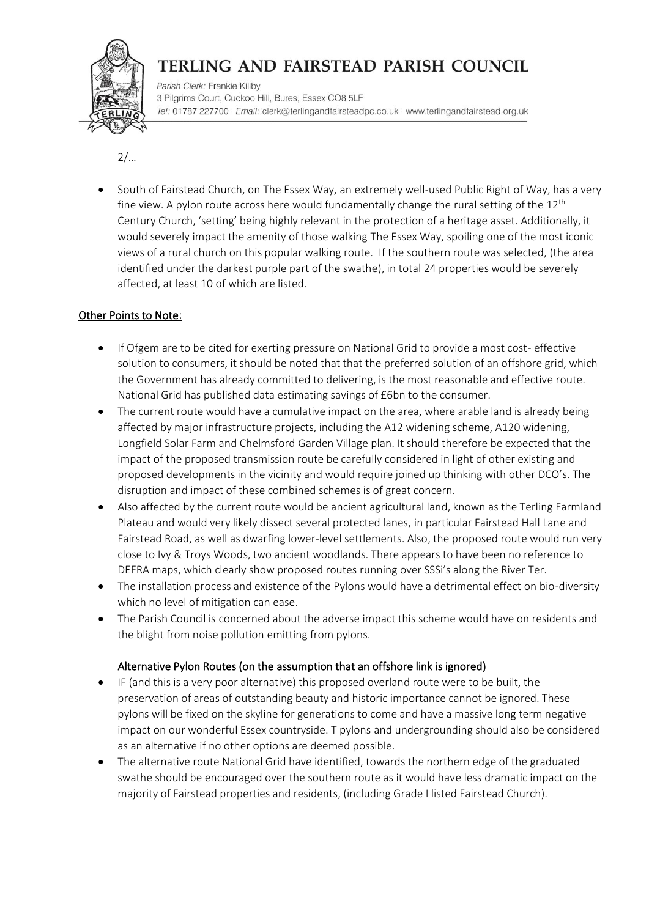2/…

- South of Fairstead Church, on The Essex Way, an extremely well-used Public Right of Way, has a very fine view. A pylon route across here would fundamentally change the rural setting of the 12th Century Church, 'setting' being highly relevant in the protection of a heritage asset. Additionally, it would severely impact the amenity of those walking The Essex Way, spoiling one of the most iconic views of a rural church on this popular walking route. If the southern route was selected, (the area identified under the darkest purple part of the swathe), in total 24 properties would be severely affected, at least 10 of which are listed.

## Other Points to Note:

- If Ofgem are to be cited for exerting pressure on National Grid to provide a most cost- effective solution to consumers, it should be noted that that the preferred solution of an offshore grid, which the Government has already committed to delivering, is the most reasonable and effective route. National Grid has published data estimating savings of £6bn to the consumer.
- The current route would have a cumulative impact on the area, where arable land is already being affected by major infrastructure projects, including the A12 widening scheme, A120 widening, Longfield Solar Farm and Chelmsford Garden Village plan. It should therefore be expected that the impact of the proposed transmission route be carefully considered in light of other existing and proposed developments in the vicinity and would require joined up thinking with other DCO's. The disruption and impact of these combined schemes is of great concern.
- Also affected by the current route would be ancient agricultural land, known as the Terling Farmland Plateau and would very likely dissect several protected lanes, in particular Fairstead Hall Lane and Fairstead Road, as well as dwarfing lower-level settlements. Also, the proposed route would run very close to Ivy & Troys Woods, two ancient woodlands. There appears to have been no reference to DEFRA maps, which clearly show proposed routes running over SSSi's along the River Ter.
- The installation process and existence of the Pylons would have a detrimental effect on bio-diversity which no level of mitigation can ease.
- The Parish Council is concerned about the adverse impact this scheme would have on residents and the blight from noise pollution emitting from pylons.

### Alternative Pylon Routes (on the assumption that an offshore link is ignored)

- IF (and this is a very poor alternative) this proposed overland route were to be built, the preservation of areas of outstanding beauty and historic importance cannot be ignored. These pylons will be fixed on the skyline for generations to come and have a massive long term negative impact on our wonderful Essex countryside. T pylons and undergrounding should also be considered as an alternative if no other options are deemed possible.
- The alternative route National Grid have identified, towards the northern edge of the graduated swathe should be encouraged over the southern route as it would have less dramatic impact on the majority of Fairstead properties and residents, (including Grade I listed Fairstead Church).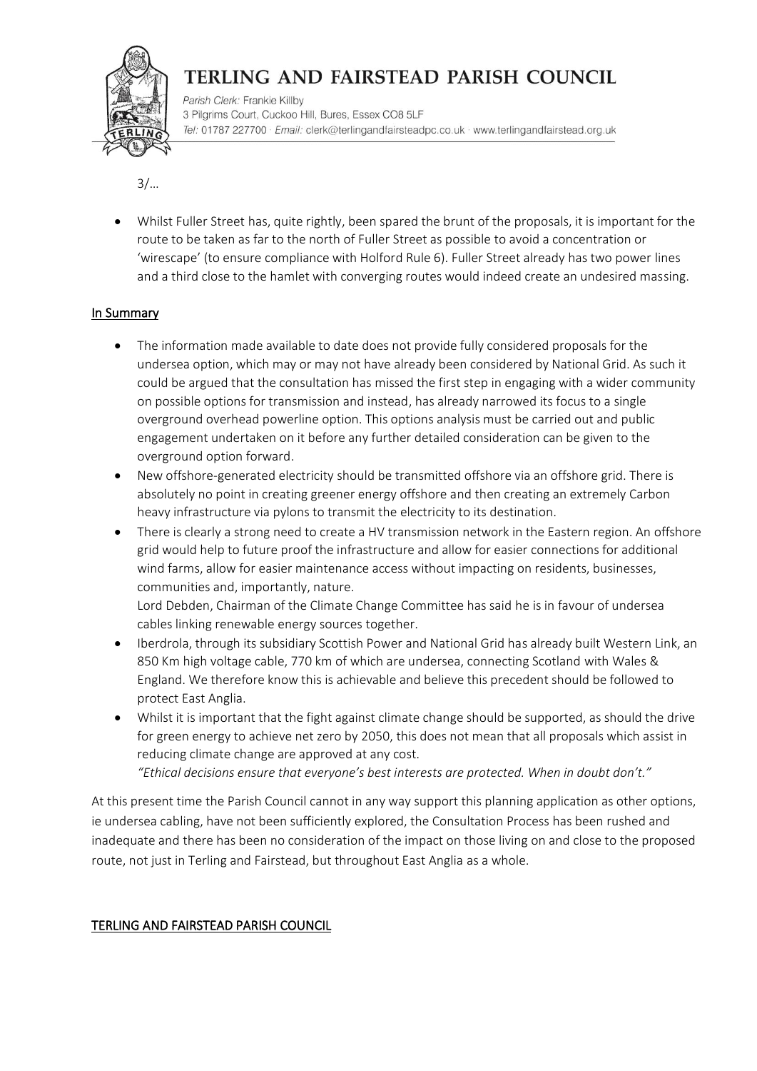3/…

- Whilst Fuller Street has, quite rightly, been spared the brunt of the proposals, it is important for the route to be taken as far to the north of Fuller Street as possible to avoid a concentration or 'wirescape' (to ensure compliance with Holford Rule 6). Fuller Street already has two power lines and a third close to the hamlet with converging routes would indeed create an undesired massing.

## In Summary

- The information made available to date does not provide fully considered proposals for the undersea option, which may or may not have already been considered by National Grid. As such it could be argued that the consultation has missed the first step in engaging with a wider community on possible options for transmission and instead, has already narrowed its focus to a single overground overhead powerline option. This options analysis must be carried out and public engagement undertaken on it before any further detailed consideration can be given to the overground option forward.
- New offshore-generated electricity should be transmitted offshore via an offshore grid. There is absolutely no point in creating greener energy offshore and then creating an extremely Carbon heavy infrastructure via pylons to transmit the electricity to its destination.
- There is clearly a strong need to create a HV transmission network in the Eastern region. An offshore grid would help to future proof the infrastructure and allow for easier connections for additional wind farms, allow for easier maintenance access without impacting on residents, businesses, communities and, importantly, nature.
  Lord Debden, Chairman of the Climate Change Committee has said he is in favour of undersea cables linking renewable energy sources together.
- Iberdrola, through its subsidiary Scottish Power and National Grid has already built Western Link, an 850 Km high voltage cable, 770 km of which are undersea, connecting Scotland with Wales & England. We therefore know this is achievable and believe this precedent should be followed to protect East Anglia.
- Whilst it is important that the fight against climate change should be supported, as should the drive for green energy to achieve net zero by 2050, this does not mean that all proposals which assist in reducing climate change are approved at any cost.
  *"Ethical decisions ensure that everyone's best interests are protected. When in doubt don't."*

At this present time the Parish Council cannot in any way support this planning application as other options, ie undersea cabling, have not been sufficiently explored, the Consultation Process has been rushed and inadequate and there has been no consideration of the impact on those living on and close to the proposed route, not just in Terling and Fairstead, but throughout East Anglia as a whole.

TERLING AND FAIRSTEAD PARISH COUNCIL